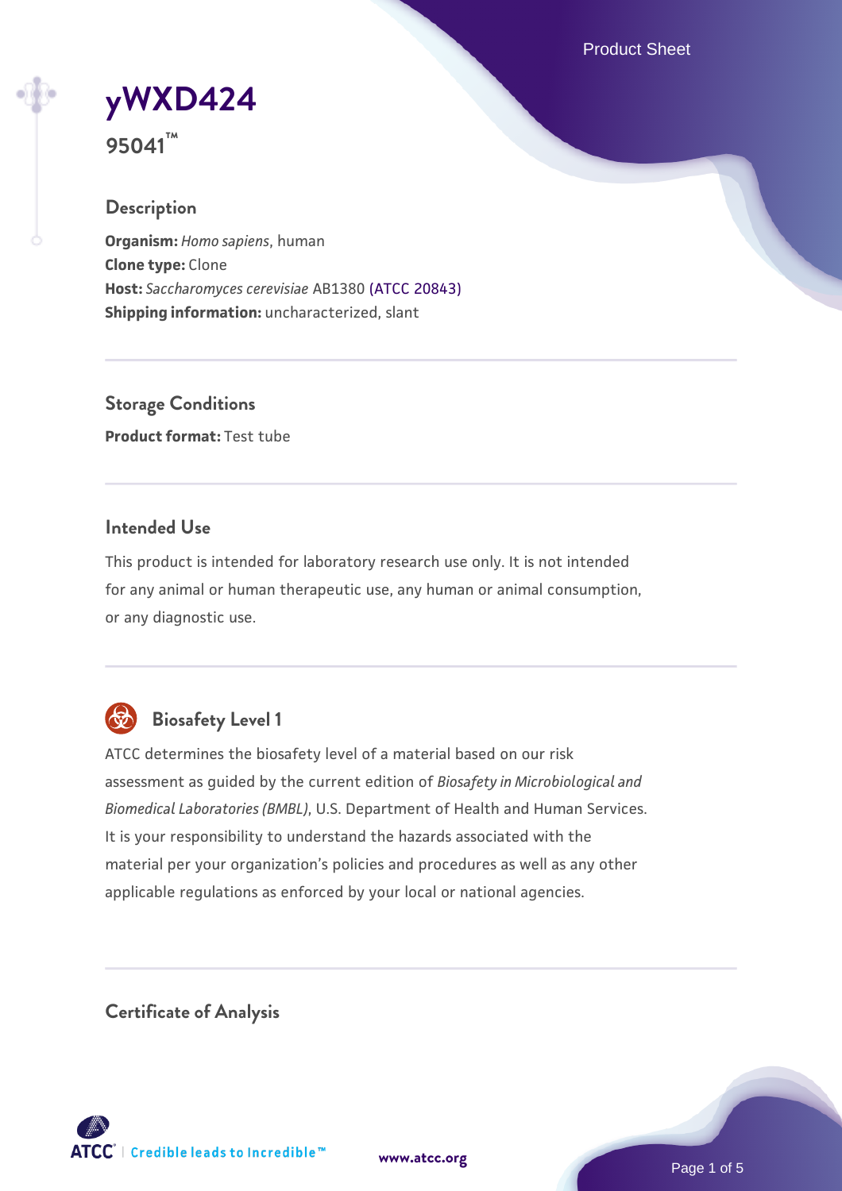# yWXD424

**95041™**

## Description

**Organism:** *Homo sapiens*, human
**Clone type:** Clone
**Host:** *Saccharomyces cerevisiae* AB1380 (ATCC 20843)
**Shipping information:** uncharacterized, slant

## Storage Conditions

**Product format:** Test tube

## Intended Use

This product is intended for laboratory research use only. It is not intended for any animal or human therapeutic use, any human or animal consumption, or any diagnostic use.

## Biosafety Level 1

ATCC determines the biosafety level of a material based on our risk assessment as guided by the current edition of *Biosafety in Microbiological and Biomedical Laboratories (BMBL)*, U.S. Department of Health and Human Services. It is your responsibility to understand the hazards associated with the material per your organization's policies and procedures as well as any other applicable regulations as enforced by your local or national agencies.

## Certificate of Analysis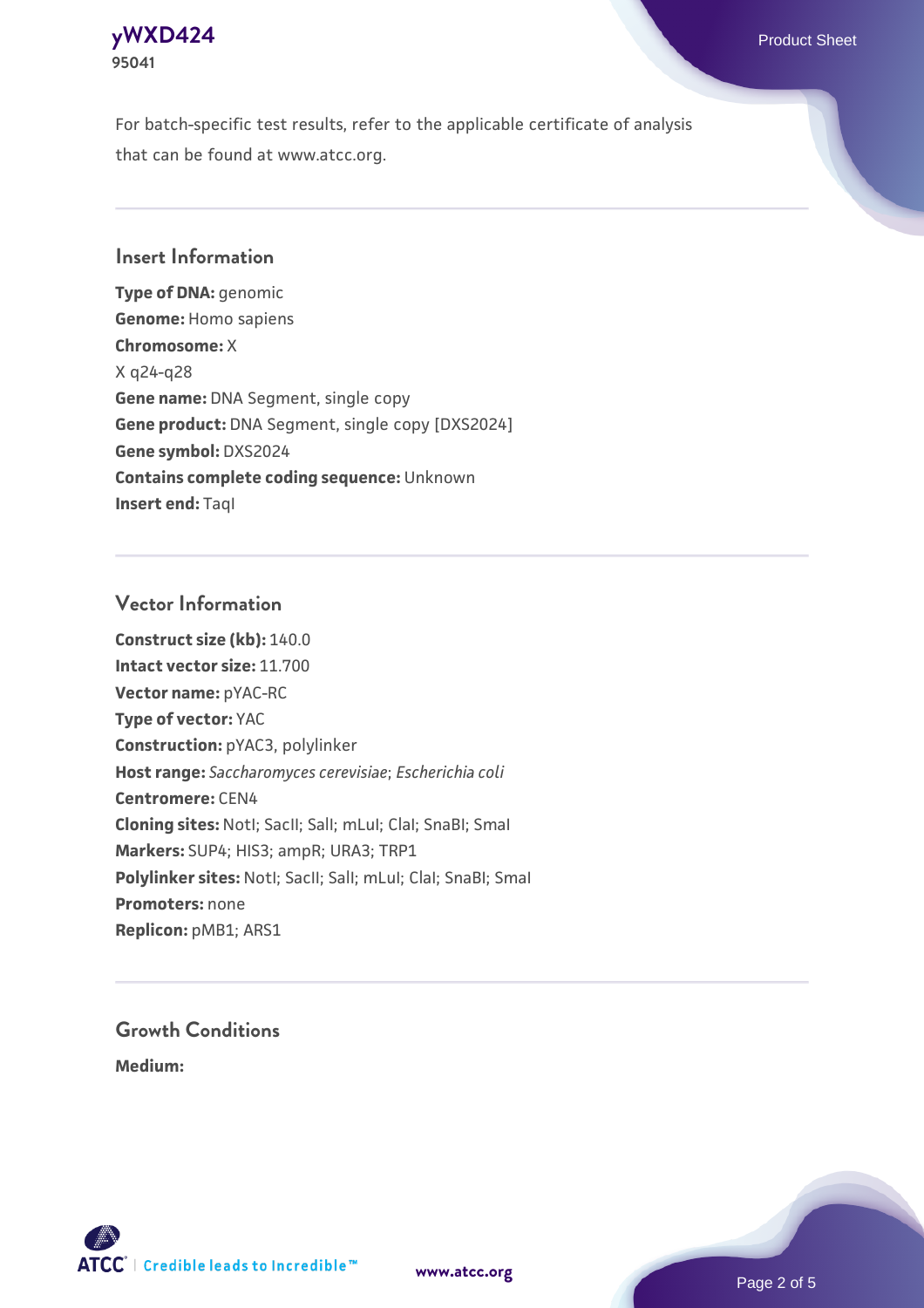For batch-specific test results, refer to the applicable certificate of analysis that can be found at www.atcc.org.

## Insert Information

**Type of DNA:** genomic
**Genome:** Homo sapiens
**Chromosome:** X
X q24-q28
**Gene name:** DNA Segment, single copy
**Gene product:** DNA Segment, single copy [DXS2024]
**Gene symbol:** DXS2024
**Contains complete coding sequence:** Unknown
**Insert end:** TaqI

## Vector Information

**Construct size (kb):** 140.0
**Intact vector size:** 11.700
**Vector name:** pYAC-RC
**Type of vector:** YAC
**Construction:** pYAC3, polylinker
**Host range:** *Saccharomyces cerevisiae*; *Escherichia coli*
**Centromere:** CEN4
**Cloning sites:** NotI; SacII; SalI; mLuI; ClaI; SnaBI; SmaI
**Markers:** SUP4; HIS3; ampR; URA3; TRP1
**Polylinker sites:** NotI; SacII; SalI; mLuI; ClaI; SnaBI; SmaI
**Promoters:** none
**Replicon:** pMB1; ARS1

## Growth Conditions

**Medium:**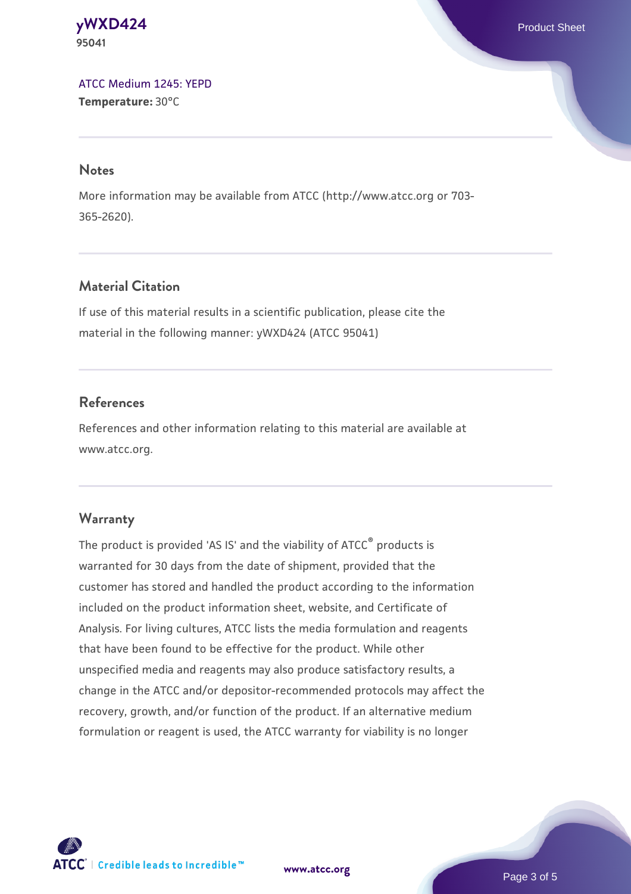[ATCC Medium 1245: YEPD](#)
**Temperature:** 30°C

## Notes

More information may be available from ATCC (http://www.atcc.org or 703-365-2620).

## Material Citation

If use of this material results in a scientific publication, please cite the material in the following manner: yWXD424 (ATCC 95041)

## References

References and other information relating to this material are available at www.atcc.org.

## Warranty

The product is provided 'AS IS' and the viability of ATCC® products is warranted for 30 days from the date of shipment, provided that the customer has stored and handled the product according to the information included on the product information sheet, website, and Certificate of Analysis. For living cultures, ATCC lists the media formulation and reagents that have been found to be effective for the product. While other unspecified media and reagents may also produce satisfactory results, a change in the ATCC and/or depositor-recommended protocols may affect the recovery, growth, and/or function of the product. If an alternative medium formulation or reagent is used, the ATCC warranty for viability is no longer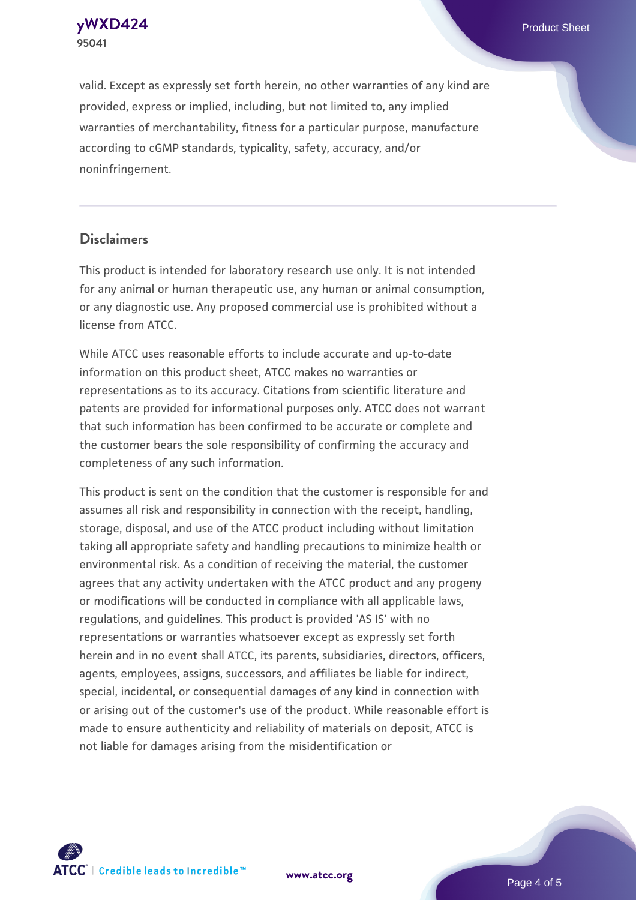valid. Except as expressly set forth herein, no other warranties of any kind are provided, express or implied, including, but not limited to, any implied warranties of merchantability, fitness for a particular purpose, manufacture according to cGMP standards, typicality, safety, accuracy, and/or noninfringement.

## Disclaimers

This product is intended for laboratory research use only. It is not intended for any animal or human therapeutic use, any human or animal consumption, or any diagnostic use. Any proposed commercial use is prohibited without a license from ATCC.

While ATCC uses reasonable efforts to include accurate and up-to-date information on this product sheet, ATCC makes no warranties or representations as to its accuracy. Citations from scientific literature and patents are provided for informational purposes only. ATCC does not warrant that such information has been confirmed to be accurate or complete and the customer bears the sole responsibility of confirming the accuracy and completeness of any such information.

This product is sent on the condition that the customer is responsible for and assumes all risk and responsibility in connection with the receipt, handling, storage, disposal, and use of the ATCC product including without limitation taking all appropriate safety and handling precautions to minimize health or environmental risk. As a condition of receiving the material, the customer agrees that any activity undertaken with the ATCC product and any progeny or modifications will be conducted in compliance with all applicable laws, regulations, and guidelines. This product is provided 'AS IS' with no representations or warranties whatsoever except as expressly set forth herein and in no event shall ATCC, its parents, subsidiaries, directors, officers, agents, employees, assigns, successors, and affiliates be liable for indirect, special, incidental, or consequential damages of any kind in connection with or arising out of the customer's use of the product. While reasonable effort is made to ensure authenticity and reliability of materials on deposit, ATCC is not liable for damages arising from the misidentification or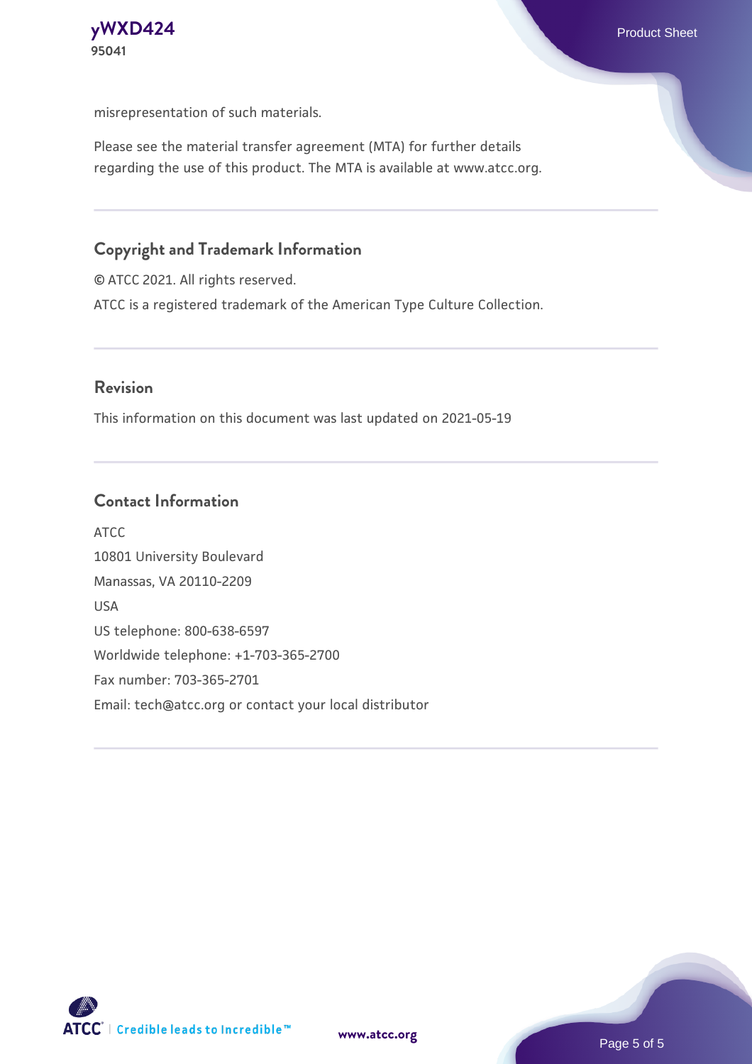misrepresentation of such materials.

Please see the material transfer agreement (MTA) for further details regarding the use of this product. The MTA is available at www.atcc.org.

## Copyright and Trademark Information

© ATCC 2021. All rights reserved.

ATCC is a registered trademark of the American Type Culture Collection.

## Revision

This information on this document was last updated on 2021-05-19

## Contact Information

ATCC
10801 University Boulevard
Manassas, VA 20110-2209
USA
US telephone: 800-638-6597
Worldwide telephone: +1-703-365-2700
Fax number: 703-365-2701
Email: tech@atcc.org or contact your local distributor